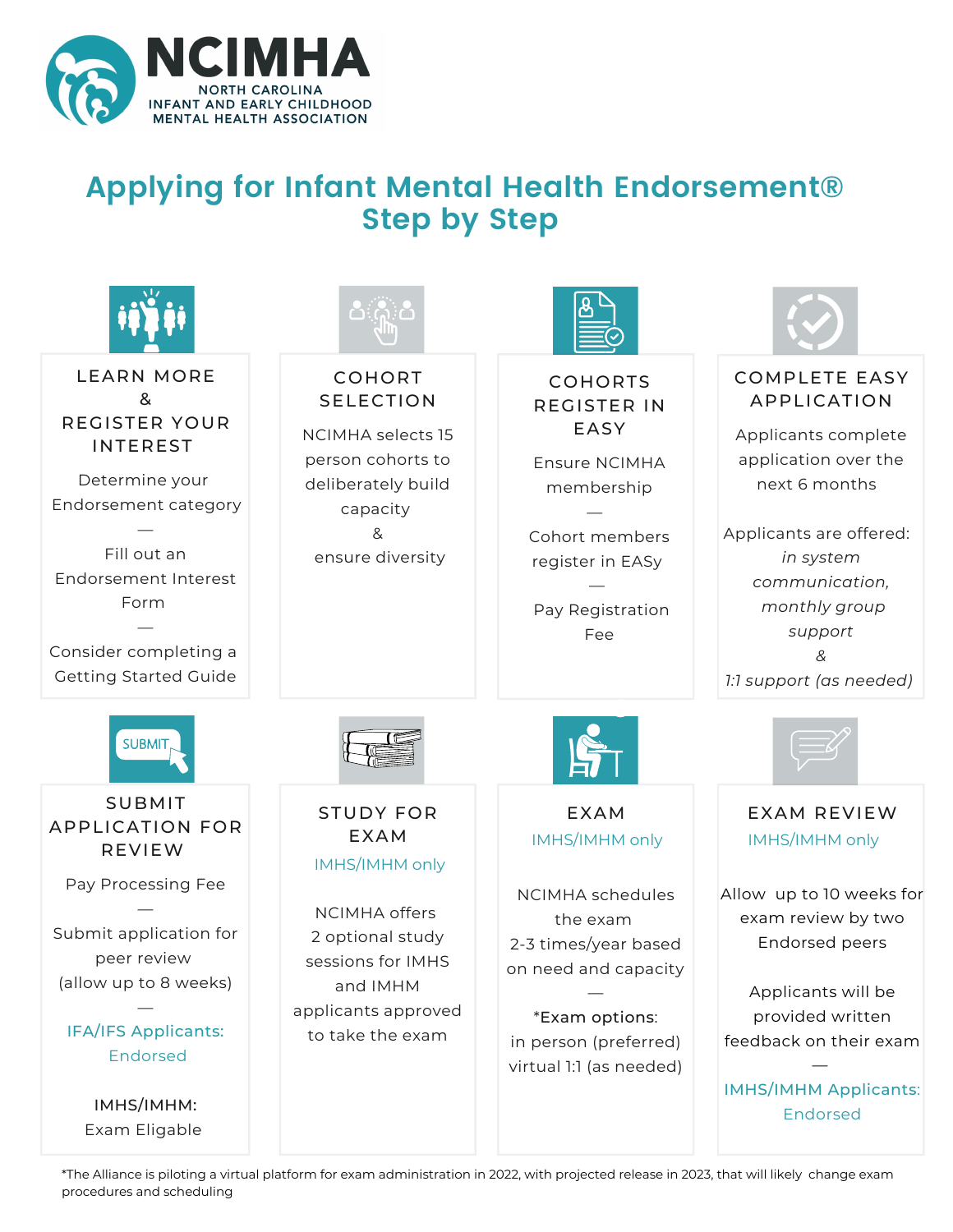# NCIMHA

NORTH CAROLINA INFANT AND EARLY CHILDHOOD MENTAL HEALTH ASSOCIATION

## Applying for Infant Mental Health Endorsement® Step by Step

### LEARN MORE & REGISTER YOUR INTEREST

Determine your Endorsement category

—

Fill out an Endorsement Interest Form

—

Consider completing a Getting Started Guide

### COHORT SELECTION

NCIMHA selects 15 person cohorts to deliberately build capacity

&

ensure diversity

### COHORTS REGISTER IN EASY

Ensure NCIMHA membership

—

Cohort members register in EASy

—

Pay Registration Fee

### COMPLETE EASY APPLICATION

Applicants complete application over the next 6 months

Applicants are offered:
*in system communication,*
*monthly group support*
&
*1:1 support (as needed)*

### SUBMIT APPLICATION FOR REVIEW

Pay Processing Fee

—

Submit application for peer review (allow up to 8 weeks)

—

IFA/IFS Applicants: Endorsed

IMHS/IMHM: Exam Eligable

### STUDY FOR EXAM

IMHS/IMHM only

NCIMHA offers 2 optional study sessions for IMHS and IMHM applicants approved to take the exam

### EXAM

IMHS/IMHM only

NCIMHA schedules the exam 2-3 times/year based on need and capacity

—

*Exam options:
in person (preferred)
virtual 1:1 (as needed)

### EXAM REVIEW

IMHS/IMHM only

Allow up to 10 weeks for exam review by two Endorsed peers

Applicants will be provided written feedback on their exam

—

IMHS/IMHM Applicants: Endorsed

*The Alliance is piloting a virtual platform for exam administration in 2022, with projected release in 2023, that will likely change exam procedures and scheduling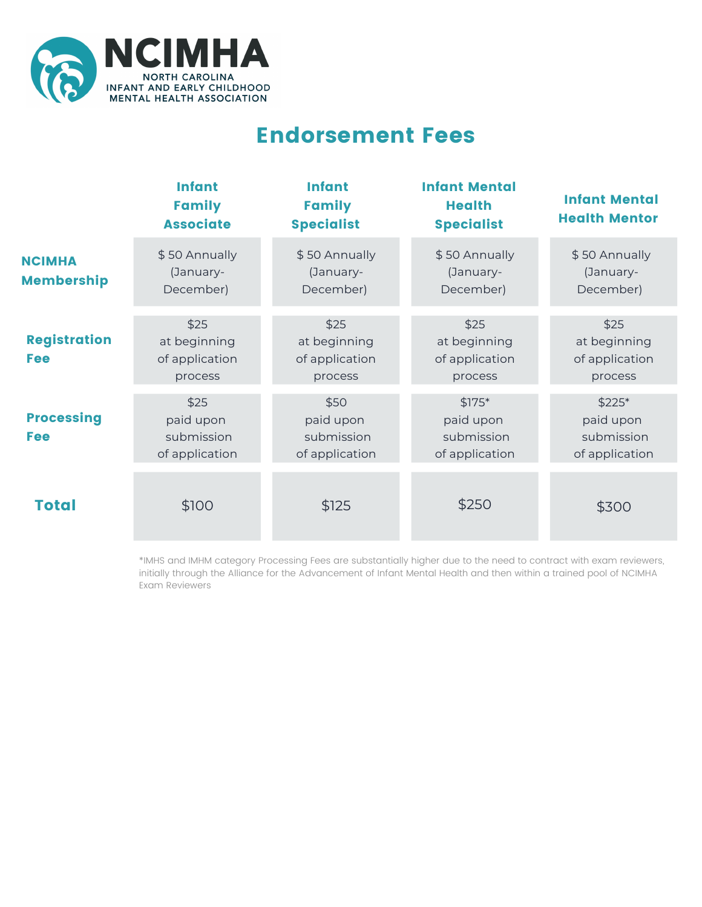NCIMHA

NORTH CAROLINA INFANT AND EARLY CHILDHOOD MENTAL HEALTH ASSOCIATION

# Endorsement Fees

| | Infant Family Associate | Infant Family Specialist | Infant Mental Health Specialist | Infant Mental Health Mentor |
|---|---|---|---|---|
| **NCIMHA Membership** | $ 50 Annually (January-December) | $ 50 Annually (January-December) | $ 50 Annually (January-December) | $ 50 Annually (January-December) |
| **Registration Fee** | $25 at beginning of application process | $25 at beginning of application process | $25 at beginning of application process | $25 at beginning of application process |
| **Processing Fee** | $25 paid upon submission of application | $50 paid upon submission of application | $175* paid upon submission of application | $225* paid upon submission of application |
| **Total** | $100 | $125 | $250 | $300 |

*IMHS and IMHM category Processing Fees are substantially higher due to the need to contract with exam reviewers, initially through the Alliance for the Advancement of Infant Mental Health and then within a trained pool of NCIMHA Exam Reviewers